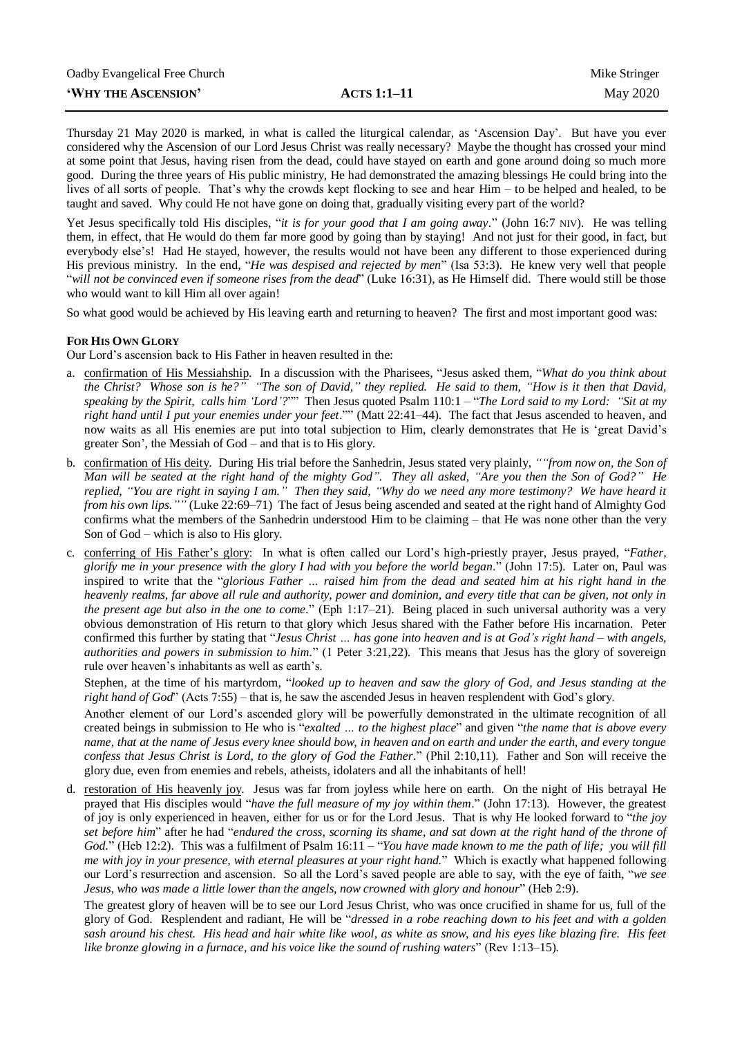Oadby Evangelical Free Church — Mike Stringer

**'WHY THE ASCENSION'** — **ACTS 1:1–11** — May 2020

Thursday 21 May 2020 is marked, in what is called the liturgical calendar, as 'Ascension Day'. But have you ever considered why the Ascension of our Lord Jesus Christ was really necessary? Maybe the thought has crossed your mind at some point that Jesus, having risen from the dead, could have stayed on earth and gone around doing so much more good. During the three years of His public ministry, He had demonstrated the amazing blessings He could bring into the lives of all sorts of people. That's why the crowds kept flocking to see and hear Him – to be helped and healed, to be taught and saved. Why could He not have gone on doing that, gradually visiting every part of the world?

Yet Jesus specifically told His disciples, "*it is for your good that I am going away*." (John 16:7 NIV). He was telling them, in effect, that He would do them far more good by going than by staying! And not just for their good, in fact, but everybody else's! Had He stayed, however, the results would not have been any different to those experienced during His previous ministry. In the end, "*He was despised and rejected by men*" (Isa 53:3). He knew very well that people "*will not be convinced even if someone rises from the dead*" (Luke 16:31), as He Himself did. There would still be those who would want to kill Him all over again!

So what good would be achieved by His leaving earth and returning to heaven? The first and most important good was:

## FOR HIS OWN GLORY

Our Lord's ascension back to His Father in heaven resulted in the:

a. confirmation of His Messiahship. In a discussion with the Pharisees, "Jesus asked them, "*What do you think about the Christ? Whose son is he?" "The son of David," they replied. He said to them, "How is it then that David, speaking by the Spirit, calls him 'Lord'?*"" Then Jesus quoted Psalm 110:1 – "*The Lord said to my Lord: "Sit at my right hand until I put your enemies under your feet*."" (Matt 22:41–44). The fact that Jesus ascended to heaven, and now waits as all His enemies are put into total subjection to Him, clearly demonstrates that He is 'great David's greater Son', the Messiah of God – and that is to His glory.

b. confirmation of His deity. During His trial before the Sanhedrin, Jesus stated very plainly, *""from now on, the Son of Man will be seated at the right hand of the mighty God". They all asked, "Are you then the Son of God?" He replied, "You are right in saying I am." Then they said, "Why do we need any more testimony? We have heard it from his own lips.""* (Luke 22:69–71) The fact of Jesus being ascended and seated at the right hand of Almighty God confirms what the members of the Sanhedrin understood Him to be claiming – that He was none other than the very Son of God – which is also to His glory.

c. conferring of His Father's glory: In what is often called our Lord's high-priestly prayer, Jesus prayed, "*Father, glorify me in your presence with the glory I had with you before the world began*." (John 17:5). Later on, Paul was inspired to write that the "*glorious Father ... raised him from the dead and seated him at his right hand in the heavenly realms, far above all rule and authority, power and dominion, and every title that can be given, not only in the present age but also in the one to come*." (Eph 1:17–21). Being placed in such universal authority was a very obvious demonstration of His return to that glory which Jesus shared with the Father before His incarnation. Peter confirmed this further by stating that "*Jesus Christ ... has gone into heaven and is at God's right hand – with angels, authorities and powers in submission to him*." (1 Peter 3:21,22). This means that Jesus has the glory of sovereign rule over heaven's inhabitants as well as earth's.

   Stephen, at the time of his martyrdom, "*looked up to heaven and saw the glory of God, and Jesus standing at the right hand of God*" (Acts 7:55) – that is, he saw the ascended Jesus in heaven resplendent with God's glory.

   Another element of our Lord's ascended glory will be powerfully demonstrated in the ultimate recognition of all created beings in submission to He who is "*exalted ... to the highest place*" and given "*the name that is above every name, that at the name of Jesus every knee should bow, in heaven and on earth and under the earth, and every tongue confess that Jesus Christ is Lord, to the glory of God the Father*." (Phil 2:10,11). Father and Son will receive the glory due, even from enemies and rebels, atheists, idolaters and all the inhabitants of hell!

d. restoration of His heavenly joy. Jesus was far from joyless while here on earth. On the night of His betrayal He prayed that His disciples would "*have the full measure of my joy within them*." (John 17:13). However, the greatest of joy is only experienced in heaven, either for us or for the Lord Jesus. That is why He looked forward to "*the joy set before him*" after he had "*endured the cross, scorning its shame, and sat down at the right hand of the throne of God.*" (Heb 12:2). This was a fulfilment of Psalm 16:11 – "*You have made known to me the path of life; you will fill me with joy in your presence, with eternal pleasures at your right hand.*" Which is exactly what happened following our Lord's resurrection and ascension. So all the Lord's saved people are able to say, with the eye of faith, "*we see Jesus, who was made a little lower than the angels, now crowned with glory and honour*" (Heb 2:9).

   The greatest glory of heaven will be to see our Lord Jesus Christ, who was once crucified in shame for us, full of the glory of God. Resplendent and radiant, He will be "*dressed in a robe reaching down to his feet and with a golden sash around his chest. His head and hair white like wool, as white as snow, and his eyes like blazing fire. His feet like bronze glowing in a furnace, and his voice like the sound of rushing waters*" (Rev 1:13–15).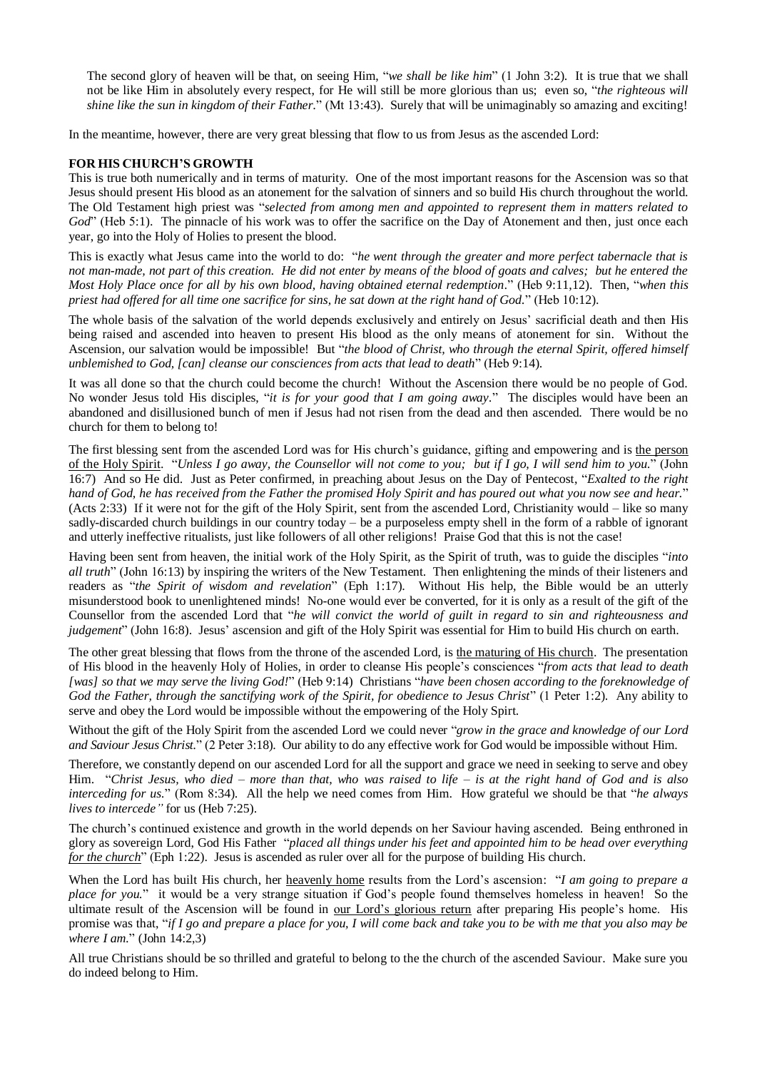The second glory of heaven will be that, on seeing Him, "*we shall be like him*" (1 John 3:2). It is true that we shall not be like Him in absolutely every respect, for He will still be more glorious than us; even so, "*the righteous will shine like the sun in kingdom of their Father.*" (Mt 13:43). Surely that will be unimaginably so amazing and exciting!

In the meantime, however, there are very great blessing that flow to us from Jesus as the ascended Lord:

**FOR HIS CHURCH'S GROWTH**

This is true both numerically and in terms of maturity. One of the most important reasons for the Ascension was so that Jesus should present His blood as an atonement for the salvation of sinners and so build His church throughout the world. The Old Testament high priest was "*selected from among men and appointed to represent them in matters related to God*" (Heb 5:1). The pinnacle of his work was to offer the sacrifice on the Day of Atonement and then, just once each year, go into the Holy of Holies to present the blood.

This is exactly what Jesus came into the world to do: "*he went through the greater and more perfect tabernacle that is not man-made, not part of this creation. He did not enter by means of the blood of goats and calves; but he entered the Most Holy Place once for all by his own blood, having obtained eternal redemption*." (Heb 9:11,12). Then, "*when this priest had offered for all time one sacrifice for sins, he sat down at the right hand of God.*" (Heb 10:12).

The whole basis of the salvation of the world depends exclusively and entirely on Jesus' sacrificial death and then His being raised and ascended into heaven to present His blood as the only means of atonement for sin. Without the Ascension, our salvation would be impossible! But "*the blood of Christ, who through the eternal Spirit, offered himself unblemished to God, [can] cleanse our consciences from acts that lead to death*" (Heb 9:14).

It was all done so that the church could become the church! Without the Ascension there would be no people of God. No wonder Jesus told His disciples, "*it is for your good that I am going away*." The disciples would have been an abandoned and disillusioned bunch of men if Jesus had not risen from the dead and then ascended. There would be no church for them to belong to!

The first blessing sent from the ascended Lord was for His church's guidance, gifting and empowering and is <u>the person of the Holy Spirit</u>. "*Unless I go away, the Counsellor will not come to you; but if I go, I will send him to you.*" (John 16:7) And so He did. Just as Peter confirmed, in preaching about Jesus on the Day of Pentecost, "*Exalted to the right hand of God, he has received from the Father the promised Holy Spirit and has poured out what you now see and hear.*" (Acts 2:33) If it were not for the gift of the Holy Spirit, sent from the ascended Lord, Christianity would – like so many sadly-discarded church buildings in our country today – be a purposeless empty shell in the form of a rabble of ignorant and utterly ineffective ritualists, just like followers of all other religions! Praise God that this is not the case!

Having been sent from heaven, the initial work of the Holy Spirit, as the Spirit of truth, was to guide the disciples "*into all truth*" (John 16:13) by inspiring the writers of the New Testament. Then enlightening the minds of their listeners and readers as "*the Spirit of wisdom and revelation*" (Eph 1:17). Without His help, the Bible would be an utterly misunderstood book to unenlightened minds! No-one would ever be converted, for it is only as a result of the gift of the Counsellor from the ascended Lord that "*he will convict the world of guilt in regard to sin and righteousness and judgement*" (John 16:8). Jesus' ascension and gift of the Holy Spirit was essential for Him to build His church on earth.

The other great blessing that flows from the throne of the ascended Lord, is <u>the maturing of His church</u>. The presentation of His blood in the heavenly Holy of Holies, in order to cleanse His people's consciences "*from acts that lead to death [was] so that we may serve the living God!*" (Heb 9:14) Christians "*have been chosen according to the foreknowledge of God the Father, through the sanctifying work of the Spirit, for obedience to Jesus Christ*" (1 Peter 1:2). Any ability to serve and obey the Lord would be impossible without the empowering of the Holy Spirt.

Without the gift of the Holy Spirit from the ascended Lord we could never "*grow in the grace and knowledge of our Lord and Saviour Jesus Christ.*" (2 Peter 3:18). Our ability to do any effective work for God would be impossible without Him.

Therefore, we constantly depend on our ascended Lord for all the support and grace we need in seeking to serve and obey Him. "*Christ Jesus, who died – more than that, who was raised to life – is at the right hand of God and is also interceding for us.*" (Rom 8:34). All the help we need comes from Him. How grateful we should be that "*he always lives to intercede"* for us (Heb 7:25).

The church's continued existence and growth in the world depends on her Saviour having ascended. Being enthroned in glory as sovereign Lord, God His Father "*placed all things under his feet and appointed him to be head over everything <u>for the church</u>*" (Eph 1:22). Jesus is ascended as ruler over all for the purpose of building His church.

When the Lord has built His church, her <u>heavenly home</u> results from the Lord's ascension: "*I am going to prepare a place for you.*" it would be a very strange situation if God's people found themselves homeless in heaven! So the ultimate result of the Ascension will be found in <u>our Lord's glorious return</u> after preparing His people's home. His promise was that, "*if I go and prepare a place for you, I will come back and take you to be with me that you also may be where I am.*" (John 14:2,3)

All true Christians should be so thrilled and grateful to belong to the the church of the ascended Saviour. Make sure you do indeed belong to Him.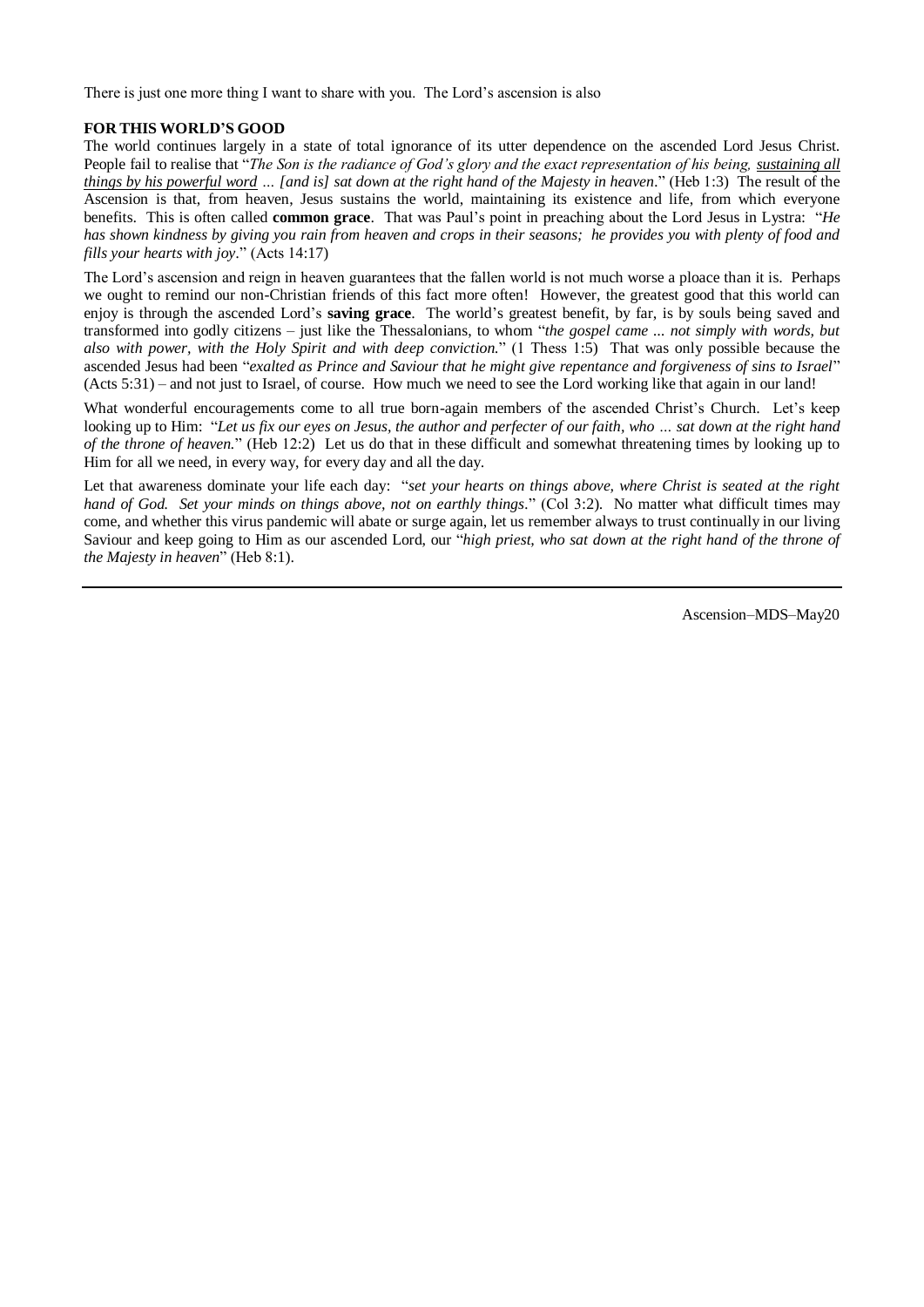There is just one more thing I want to share with you. The Lord's ascension is also

**FOR THIS WORLD'S GOOD**

The world continues largely in a state of total ignorance of its utter dependence on the ascended Lord Jesus Christ. People fail to realise that "*The Son is the radiance of God's glory and the exact representation of his being, <u>sustaining all things by his powerful word</u> ... [and is] sat down at the right hand of the Majesty in heaven*." (Heb 1:3) The result of the Ascension is that, from heaven, Jesus sustains the world, maintaining its existence and life, from which everyone benefits. This is often called **common grace**. That was Paul's point in preaching about the Lord Jesus in Lystra: "*He has shown kindness by giving you rain from heaven and crops in their seasons; he provides you with plenty of food and fills your hearts with joy*." (Acts 14:17)

The Lord's ascension and reign in heaven guarantees that the fallen world is not much worse a ploace than it is. Perhaps we ought to remind our non-Christian friends of this fact more often! However, the greatest good that this world can enjoy is through the ascended Lord's **saving grace**. The world's greatest benefit, by far, is by souls being saved and transformed into godly citizens – just like the Thessalonians, to whom "*the gospel came ... not simply with words, but also with power, with the Holy Spirit and with deep conviction.*" (1 Thess 1:5) That was only possible because the ascended Jesus had been "*exalted as Prince and Saviour that he might give repentance and forgiveness of sins to Israel*" (Acts 5:31) – and not just to Israel, of course. How much we need to see the Lord working like that again in our land!

What wonderful encouragements come to all true born-again members of the ascended Christ's Church. Let's keep looking up to Him: "*Let us fix our eyes on Jesus, the author and perfecter of our faith, who ... sat down at the right hand of the throne of heaven.*" (Heb 12:2) Let us do that in these difficult and somewhat threatening times by looking up to Him for all we need, in every way, for every day and all the day.

Let that awareness dominate your life each day: "*set your hearts on things above, where Christ is seated at the right hand of God. Set your minds on things above, not on earthly things*." (Col 3:2). No matter what difficult times may come, and whether this virus pandemic will abate or surge again, let us remember always to trust continually in our living Saviour and keep going to Him as our ascended Lord, our "*high priest, who sat down at the right hand of the throne of the Majesty in heaven*" (Heb 8:1).

---

Ascension–MDS–May20